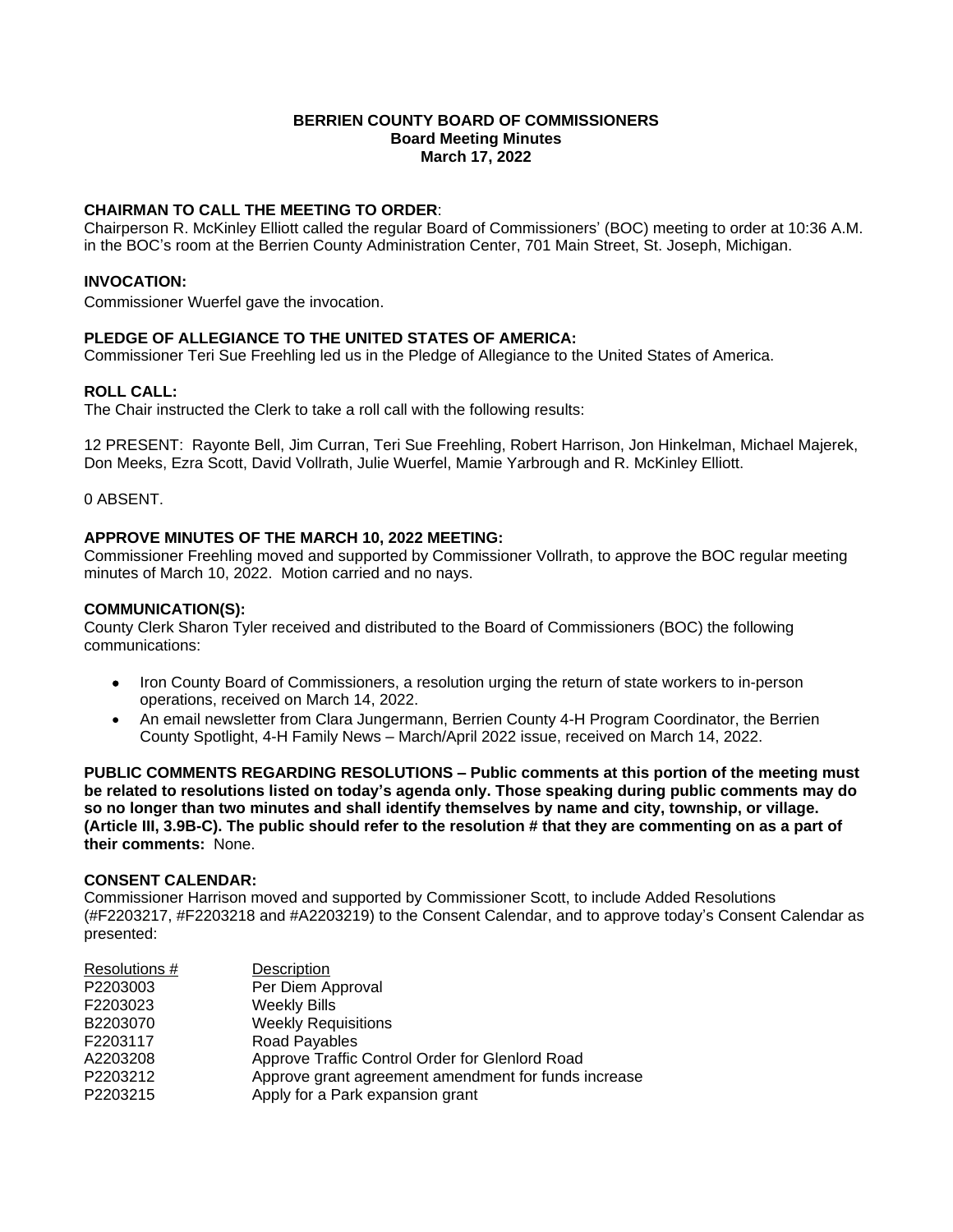**BERRIEN COUNTY BOARD OF COMMISSIONERS**
**Board Meeting Minutes**
**March 17, 2022**

**CHAIRMAN TO CALL THE MEETING TO ORDER**:
Chairperson R. McKinley Elliott called the regular Board of Commissioners' (BOC) meeting to order at 10:36 A.M. in the BOC's room at the Berrien County Administration Center, 701 Main Street, St. Joseph, Michigan.

**INVOCATION:**
Commissioner Wuerfel gave the invocation.

**PLEDGE OF ALLEGIANCE TO THE UNITED STATES OF AMERICA:**
Commissioner Teri Sue Freehling led us in the Pledge of Allegiance to the United States of America.

**ROLL CALL:**
The Chair instructed the Clerk to take a roll call with the following results:

12 PRESENT: Rayonte Bell, Jim Curran, Teri Sue Freehling, Robert Harrison, Jon Hinkelman, Michael Majerek, Don Meeks, Ezra Scott, David Vollrath, Julie Wuerfel, Mamie Yarbrough and R. McKinley Elliott.

0 ABSENT.

**APPROVE MINUTES OF THE MARCH 10, 2022 MEETING:**
Commissioner Freehling moved and supported by Commissioner Vollrath, to approve the BOC regular meeting minutes of March 10, 2022. Motion carried and no nays.

**COMMUNICATION(S):**
County Clerk Sharon Tyler received and distributed to the Board of Commissioners (BOC) the following communications:

- Iron County Board of Commissioners, a resolution urging the return of state workers to in-person operations, received on March 14, 2022.
- An email newsletter from Clara Jungermann, Berrien County 4-H Program Coordinator, the Berrien County Spotlight, 4-H Family News – March/April 2022 issue, received on March 14, 2022.

**PUBLIC COMMENTS REGARDING RESOLUTIONS – Public comments at this portion of the meeting must be related to resolutions listed on today's agenda only. Those speaking during public comments may do so no longer than two minutes and shall identify themselves by name and city, township, or village. (Article III, 3.9B-C). The public should refer to the resolution # that they are commenting on as a part of their comments:** None.

**CONSENT CALENDAR:**
Commissioner Harrison moved and supported by Commissioner Scott, to include Added Resolutions (#F2203217, #F2203218 and #A2203219) to the Consent Calendar, and to approve today's Consent Calendar as presented:

| Resolutions # | Description |
|---|---|
| P2203003 | Per Diem Approval |
| F2203023 | Weekly Bills |
| B2203070 | Weekly Requisitions |
| F2203117 | Road Payables |
| A2203208 | Approve Traffic Control Order for Glenlord Road |
| P2203212 | Approve grant agreement amendment for funds increase |
| P2203215 | Apply for a Park expansion grant |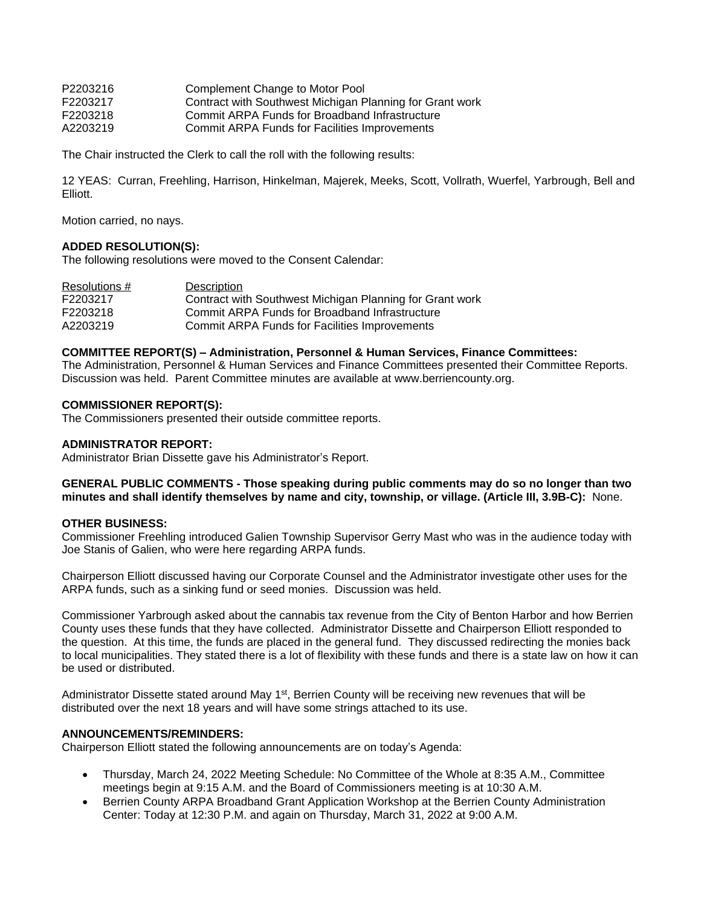| | |
|---|---|
| P2203216 | Complement Change to Motor Pool |
| F2203217 | Contract with Southwest Michigan Planning for Grant work |
| F2203218 | Commit ARPA Funds for Broadband Infrastructure |
| A2203219 | Commit ARPA Funds for Facilities Improvements |

The Chair instructed the Clerk to call the roll with the following results:

12 YEAS: Curran, Freehling, Harrison, Hinkelman, Majerek, Meeks, Scott, Vollrath, Wuerfel, Yarbrough, Bell and Elliott.

Motion carried, no nays.

**ADDED RESOLUTION(S):**
The following resolutions were moved to the Consent Calendar:

| Resolutions # | Description |
|---|---|
| F2203217 | Contract with Southwest Michigan Planning for Grant work |
| F2203218 | Commit ARPA Funds for Broadband Infrastructure |
| A2203219 | Commit ARPA Funds for Facilities Improvements |

**COMMITTEE REPORT(S) – Administration, Personnel & Human Services, Finance Committees:**
The Administration, Personnel & Human Services and Finance Committees presented their Committee Reports. Discussion was held. Parent Committee minutes are available at www.berriencounty.org.

**COMMISSIONER REPORT(S):**
The Commissioners presented their outside committee reports.

**ADMINISTRATOR REPORT:**
Administrator Brian Dissette gave his Administrator's Report.

**GENERAL PUBLIC COMMENTS - Those speaking during public comments may do so no longer than two minutes and shall identify themselves by name and city, township, or village. (Article III, 3.9B-C):** None.

**OTHER BUSINESS:**
Commissioner Freehling introduced Galien Township Supervisor Gerry Mast who was in the audience today with Joe Stanis of Galien, who were here regarding ARPA funds.

Chairperson Elliott discussed having our Corporate Counsel and the Administrator investigate other uses for the ARPA funds, such as a sinking fund or seed monies. Discussion was held.

Commissioner Yarbrough asked about the cannabis tax revenue from the City of Benton Harbor and how Berrien County uses these funds that they have collected. Administrator Dissette and Chairperson Elliott responded to the question. At this time, the funds are placed in the general fund. They discussed redirecting the monies back to local municipalities. They stated there is a lot of flexibility with these funds and there is a state law on how it can be used or distributed.

Administrator Dissette stated around May 1st, Berrien County will be receiving new revenues that will be distributed over the next 18 years and will have some strings attached to its use.

**ANNOUNCEMENTS/REMINDERS:**
Chairperson Elliott stated the following announcements are on today's Agenda:

- Thursday, March 24, 2022 Meeting Schedule: No Committee of the Whole at 8:35 A.M., Committee meetings begin at 9:15 A.M. and the Board of Commissioners meeting is at 10:30 A.M.
- Berrien County ARPA Broadband Grant Application Workshop at the Berrien County Administration Center: Today at 12:30 P.M. and again on Thursday, March 31, 2022 at 9:00 A.M.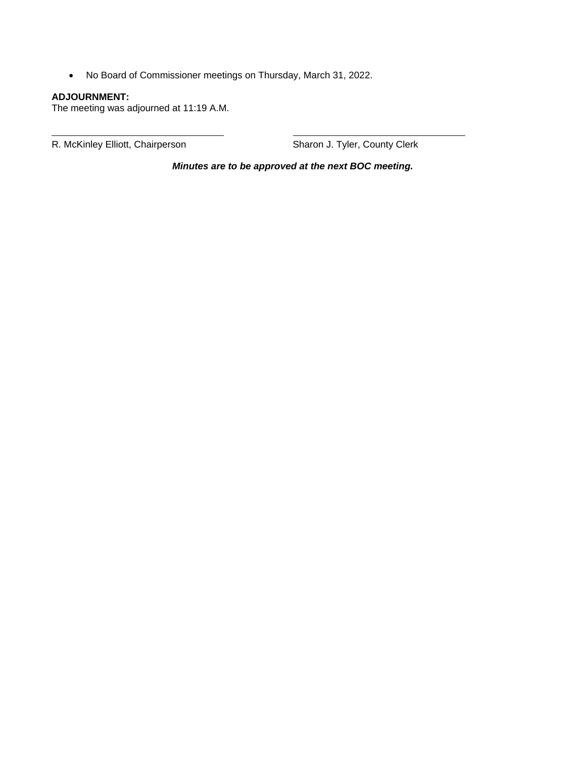- No Board of Commissioner meetings on Thursday, March 31, 2022.

**ADJOURNMENT:**
The meeting was adjourned at 11:19 A.M.

| | |
|---|---|
| R. McKinley Elliott, Chairperson | Sharon J. Tyler, County Clerk |

***Minutes are to be approved at the next BOC meeting.***